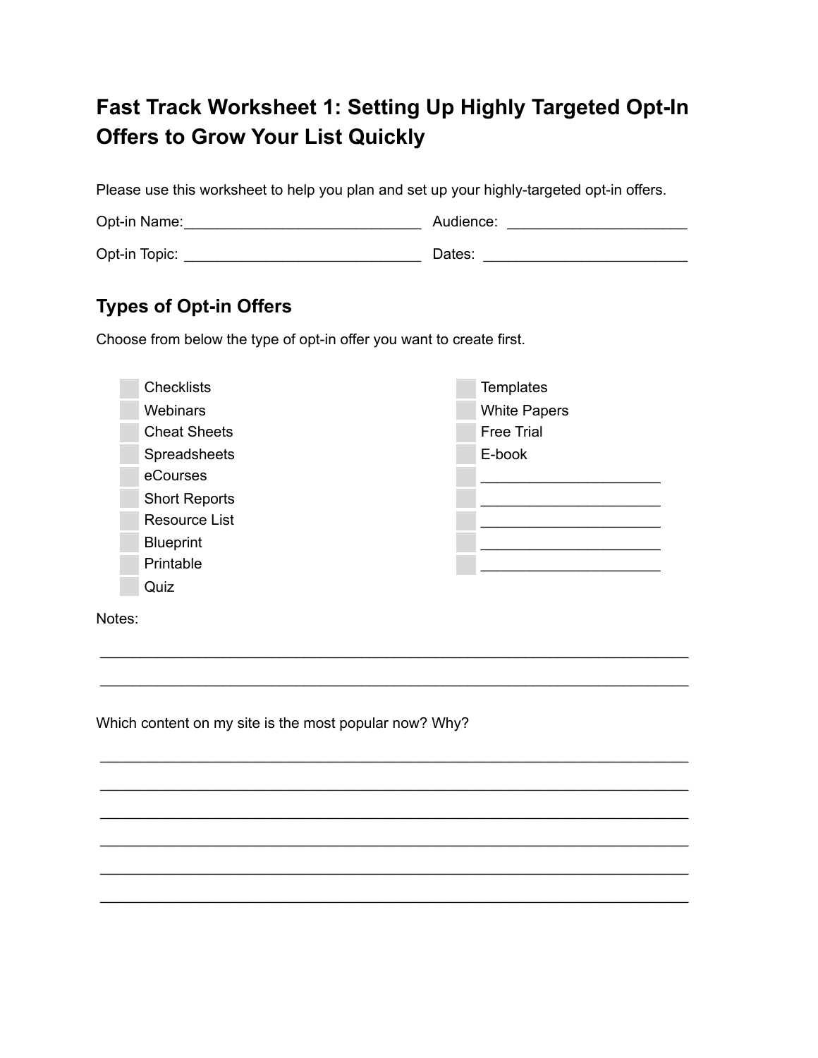# Fast Track Worksheet 1: Setting Up Highly Targeted Opt-In Offers to Grow Your List Quickly

Please use this worksheet to help you plan and set up your highly-targeted opt-in offers.

Opt-in Name:_____________________________ Audience: ______________________

Opt-in Topic: _____________________________ Dates: _________________________

## Types of Opt-in Offers

Choose from below the type of opt-in offer you want to create first.

- [ ] Checklists
- [ ] Webinars
- [ ] Cheat Sheets
- [ ] Spreadsheets
- [ ] eCourses
- [ ] Short Reports
- [ ] Resource List
- [ ] Blueprint
- [ ] Printable
- [ ] Quiz
- [ ] Templates
- [ ] White Papers
- [ ] Free Trial
- [ ] E-book
- [ ] ______________________
- [ ] ______________________
- [ ] ______________________
- [ ] ______________________
- [ ] ______________________

Notes:

________________________________________________________________________

________________________________________________________________________

Which content on my site is the most popular now? Why?

________________________________________________________________________

________________________________________________________________________

________________________________________________________________________

________________________________________________________________________

________________________________________________________________________

________________________________________________________________________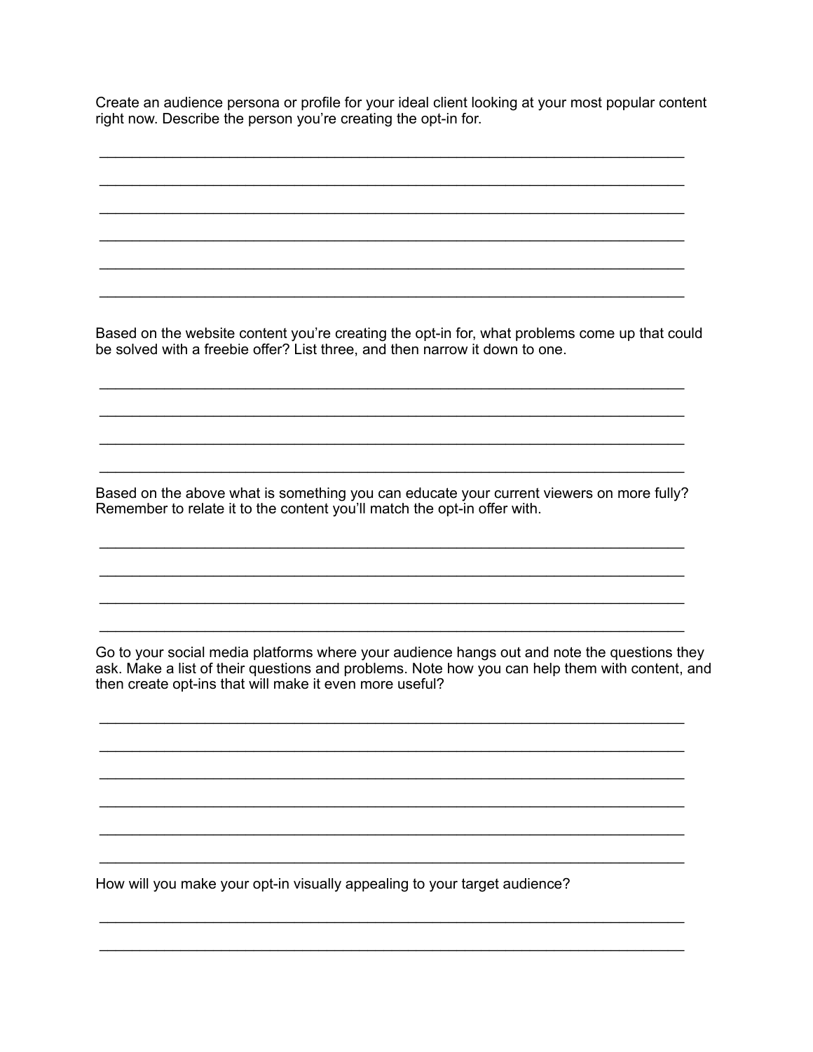Create an audience persona or profile for your ideal client looking at your most popular content right now. Describe the person you're creating the opt-in for.

_______________________________________________________________________

_______________________________________________________________________

_______________________________________________________________________

_______________________________________________________________________

_______________________________________________________________________

_______________________________________________________________________

Based on the website content you're creating the opt-in for, what problems come up that could be solved with a freebie offer? List three, and then narrow it down to one.

_______________________________________________________________________

_______________________________________________________________________

_______________________________________________________________________

_______________________________________________________________________

Based on the above what is something you can educate your current viewers on more fully? Remember to relate it to the content you'll match the opt-in offer with.

_______________________________________________________________________

_______________________________________________________________________

_______________________________________________________________________

_______________________________________________________________________

Go to your social media platforms where your audience hangs out and note the questions they ask. Make a list of their questions and problems. Note how you can help them with content, and then create opt-ins that will make it even more useful?

_______________________________________________________________________

_______________________________________________________________________

_______________________________________________________________________

_______________________________________________________________________

_______________________________________________________________________

_______________________________________________________________________

How will you make your opt-in visually appealing to your target audience?

_______________________________________________________________________

_______________________________________________________________________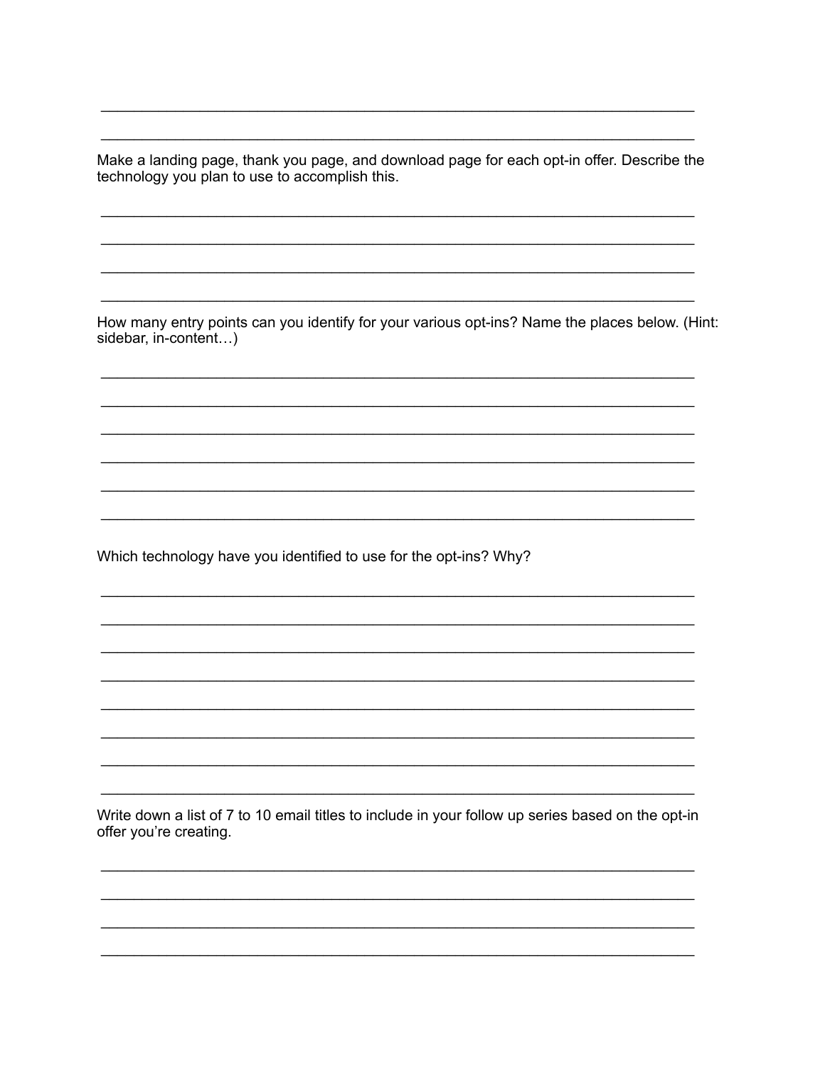\_\_\_\_\_\_\_\_\_\_\_\_\_\_\_\_\_\_\_\_\_\_\_\_\_\_\_\_\_\_\_\_\_\_\_\_\_\_\_\_\_\_\_\_\_\_\_\_\_\_\_\_\_\_\_\_\_\_\_\_\_\_\_\_\_\_\_\_\_\_

\_\_\_\_\_\_\_\_\_\_\_\_\_\_\_\_\_\_\_\_\_\_\_\_\_\_\_\_\_\_\_\_\_\_\_\_\_\_\_\_\_\_\_\_\_\_\_\_\_\_\_\_\_\_\_\_\_\_\_\_\_\_\_\_\_\_\_\_\_\_

Make a landing page, thank you page, and download page for each opt-in offer. Describe the technology you plan to use to accomplish this.

\_\_\_\_\_\_\_\_\_\_\_\_\_\_\_\_\_\_\_\_\_\_\_\_\_\_\_\_\_\_\_\_\_\_\_\_\_\_\_\_\_\_\_\_\_\_\_\_\_\_\_\_\_\_\_\_\_\_\_\_\_\_\_\_\_\_\_\_\_\_

\_\_\_\_\_\_\_\_\_\_\_\_\_\_\_\_\_\_\_\_\_\_\_\_\_\_\_\_\_\_\_\_\_\_\_\_\_\_\_\_\_\_\_\_\_\_\_\_\_\_\_\_\_\_\_\_\_\_\_\_\_\_\_\_\_\_\_\_\_\_

\_\_\_\_\_\_\_\_\_\_\_\_\_\_\_\_\_\_\_\_\_\_\_\_\_\_\_\_\_\_\_\_\_\_\_\_\_\_\_\_\_\_\_\_\_\_\_\_\_\_\_\_\_\_\_\_\_\_\_\_\_\_\_\_\_\_\_\_\_\_

\_\_\_\_\_\_\_\_\_\_\_\_\_\_\_\_\_\_\_\_\_\_\_\_\_\_\_\_\_\_\_\_\_\_\_\_\_\_\_\_\_\_\_\_\_\_\_\_\_\_\_\_\_\_\_\_\_\_\_\_\_\_\_\_\_\_\_\_\_\_

How many entry points can you identify for your various opt-ins? Name the places below. (Hint: sidebar, in-content…)

\_\_\_\_\_\_\_\_\_\_\_\_\_\_\_\_\_\_\_\_\_\_\_\_\_\_\_\_\_\_\_\_\_\_\_\_\_\_\_\_\_\_\_\_\_\_\_\_\_\_\_\_\_\_\_\_\_\_\_\_\_\_\_\_\_\_\_\_\_\_

\_\_\_\_\_\_\_\_\_\_\_\_\_\_\_\_\_\_\_\_\_\_\_\_\_\_\_\_\_\_\_\_\_\_\_\_\_\_\_\_\_\_\_\_\_\_\_\_\_\_\_\_\_\_\_\_\_\_\_\_\_\_\_\_\_\_\_\_\_\_

\_\_\_\_\_\_\_\_\_\_\_\_\_\_\_\_\_\_\_\_\_\_\_\_\_\_\_\_\_\_\_\_\_\_\_\_\_\_\_\_\_\_\_\_\_\_\_\_\_\_\_\_\_\_\_\_\_\_\_\_\_\_\_\_\_\_\_\_\_\_

\_\_\_\_\_\_\_\_\_\_\_\_\_\_\_\_\_\_\_\_\_\_\_\_\_\_\_\_\_\_\_\_\_\_\_\_\_\_\_\_\_\_\_\_\_\_\_\_\_\_\_\_\_\_\_\_\_\_\_\_\_\_\_\_\_\_\_\_\_\_

\_\_\_\_\_\_\_\_\_\_\_\_\_\_\_\_\_\_\_\_\_\_\_\_\_\_\_\_\_\_\_\_\_\_\_\_\_\_\_\_\_\_\_\_\_\_\_\_\_\_\_\_\_\_\_\_\_\_\_\_\_\_\_\_\_\_\_\_\_\_

\_\_\_\_\_\_\_\_\_\_\_\_\_\_\_\_\_\_\_\_\_\_\_\_\_\_\_\_\_\_\_\_\_\_\_\_\_\_\_\_\_\_\_\_\_\_\_\_\_\_\_\_\_\_\_\_\_\_\_\_\_\_\_\_\_\_\_\_\_\_

Which technology have you identified to use for the opt-ins? Why?

\_\_\_\_\_\_\_\_\_\_\_\_\_\_\_\_\_\_\_\_\_\_\_\_\_\_\_\_\_\_\_\_\_\_\_\_\_\_\_\_\_\_\_\_\_\_\_\_\_\_\_\_\_\_\_\_\_\_\_\_\_\_\_\_\_\_\_\_\_\_

\_\_\_\_\_\_\_\_\_\_\_\_\_\_\_\_\_\_\_\_\_\_\_\_\_\_\_\_\_\_\_\_\_\_\_\_\_\_\_\_\_\_\_\_\_\_\_\_\_\_\_\_\_\_\_\_\_\_\_\_\_\_\_\_\_\_\_\_\_\_

\_\_\_\_\_\_\_\_\_\_\_\_\_\_\_\_\_\_\_\_\_\_\_\_\_\_\_\_\_\_\_\_\_\_\_\_\_\_\_\_\_\_\_\_\_\_\_\_\_\_\_\_\_\_\_\_\_\_\_\_\_\_\_\_\_\_\_\_\_\_

\_\_\_\_\_\_\_\_\_\_\_\_\_\_\_\_\_\_\_\_\_\_\_\_\_\_\_\_\_\_\_\_\_\_\_\_\_\_\_\_\_\_\_\_\_\_\_\_\_\_\_\_\_\_\_\_\_\_\_\_\_\_\_\_\_\_\_\_\_\_

\_\_\_\_\_\_\_\_\_\_\_\_\_\_\_\_\_\_\_\_\_\_\_\_\_\_\_\_\_\_\_\_\_\_\_\_\_\_\_\_\_\_\_\_\_\_\_\_\_\_\_\_\_\_\_\_\_\_\_\_\_\_\_\_\_\_\_\_\_\_

\_\_\_\_\_\_\_\_\_\_\_\_\_\_\_\_\_\_\_\_\_\_\_\_\_\_\_\_\_\_\_\_\_\_\_\_\_\_\_\_\_\_\_\_\_\_\_\_\_\_\_\_\_\_\_\_\_\_\_\_\_\_\_\_\_\_\_\_\_\_

\_\_\_\_\_\_\_\_\_\_\_\_\_\_\_\_\_\_\_\_\_\_\_\_\_\_\_\_\_\_\_\_\_\_\_\_\_\_\_\_\_\_\_\_\_\_\_\_\_\_\_\_\_\_\_\_\_\_\_\_\_\_\_\_\_\_\_\_\_\_

\_\_\_\_\_\_\_\_\_\_\_\_\_\_\_\_\_\_\_\_\_\_\_\_\_\_\_\_\_\_\_\_\_\_\_\_\_\_\_\_\_\_\_\_\_\_\_\_\_\_\_\_\_\_\_\_\_\_\_\_\_\_\_\_\_\_\_\_\_\_

Write down a list of 7 to 10 email titles to include in your follow up series based on the opt-in offer you're creating.

\_\_\_\_\_\_\_\_\_\_\_\_\_\_\_\_\_\_\_\_\_\_\_\_\_\_\_\_\_\_\_\_\_\_\_\_\_\_\_\_\_\_\_\_\_\_\_\_\_\_\_\_\_\_\_\_\_\_\_\_\_\_\_\_\_\_\_\_\_\_

\_\_\_\_\_\_\_\_\_\_\_\_\_\_\_\_\_\_\_\_\_\_\_\_\_\_\_\_\_\_\_\_\_\_\_\_\_\_\_\_\_\_\_\_\_\_\_\_\_\_\_\_\_\_\_\_\_\_\_\_\_\_\_\_\_\_\_\_\_\_

\_\_\_\_\_\_\_\_\_\_\_\_\_\_\_\_\_\_\_\_\_\_\_\_\_\_\_\_\_\_\_\_\_\_\_\_\_\_\_\_\_\_\_\_\_\_\_\_\_\_\_\_\_\_\_\_\_\_\_\_\_\_\_\_\_\_\_\_\_\_

\_\_\_\_\_\_\_\_\_\_\_\_\_\_\_\_\_\_\_\_\_\_\_\_\_\_\_\_\_\_\_\_\_\_\_\_\_\_\_\_\_\_\_\_\_\_\_\_\_\_\_\_\_\_\_\_\_\_\_\_\_\_\_\_\_\_\_\_\_\_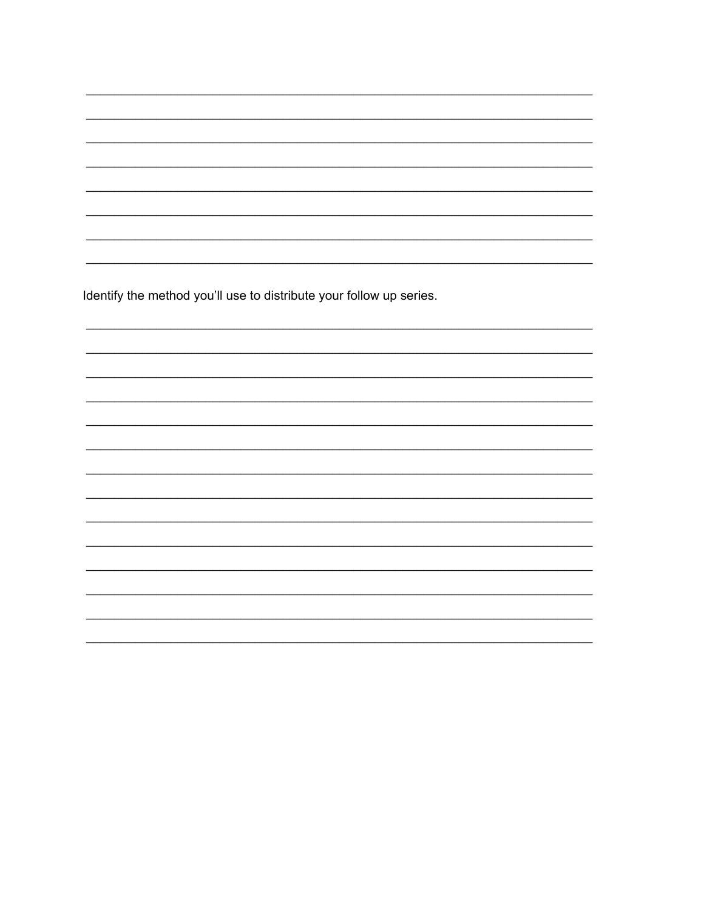________________________________________________________________________

________________________________________________________________________

________________________________________________________________________

________________________________________________________________________

________________________________________________________________________

________________________________________________________________________

________________________________________________________________________

________________________________________________________________________

Identify the method you'll use to distribute your follow up series.

________________________________________________________________________

________________________________________________________________________

________________________________________________________________________

________________________________________________________________________

________________________________________________________________________

________________________________________________________________________

________________________________________________________________________

________________________________________________________________________

________________________________________________________________________

________________________________________________________________________

________________________________________________________________________

________________________________________________________________________

________________________________________________________________________

________________________________________________________________________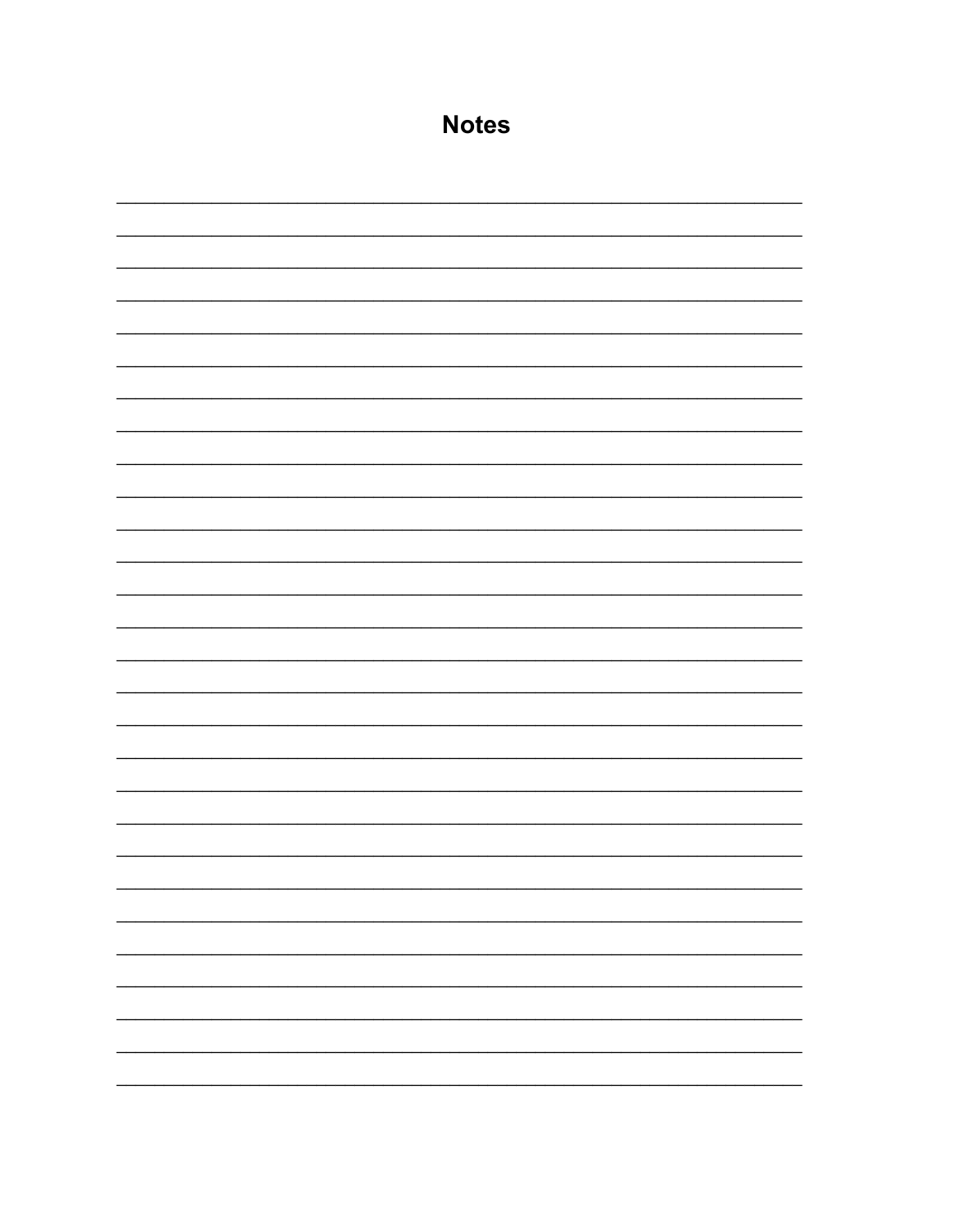# Notes